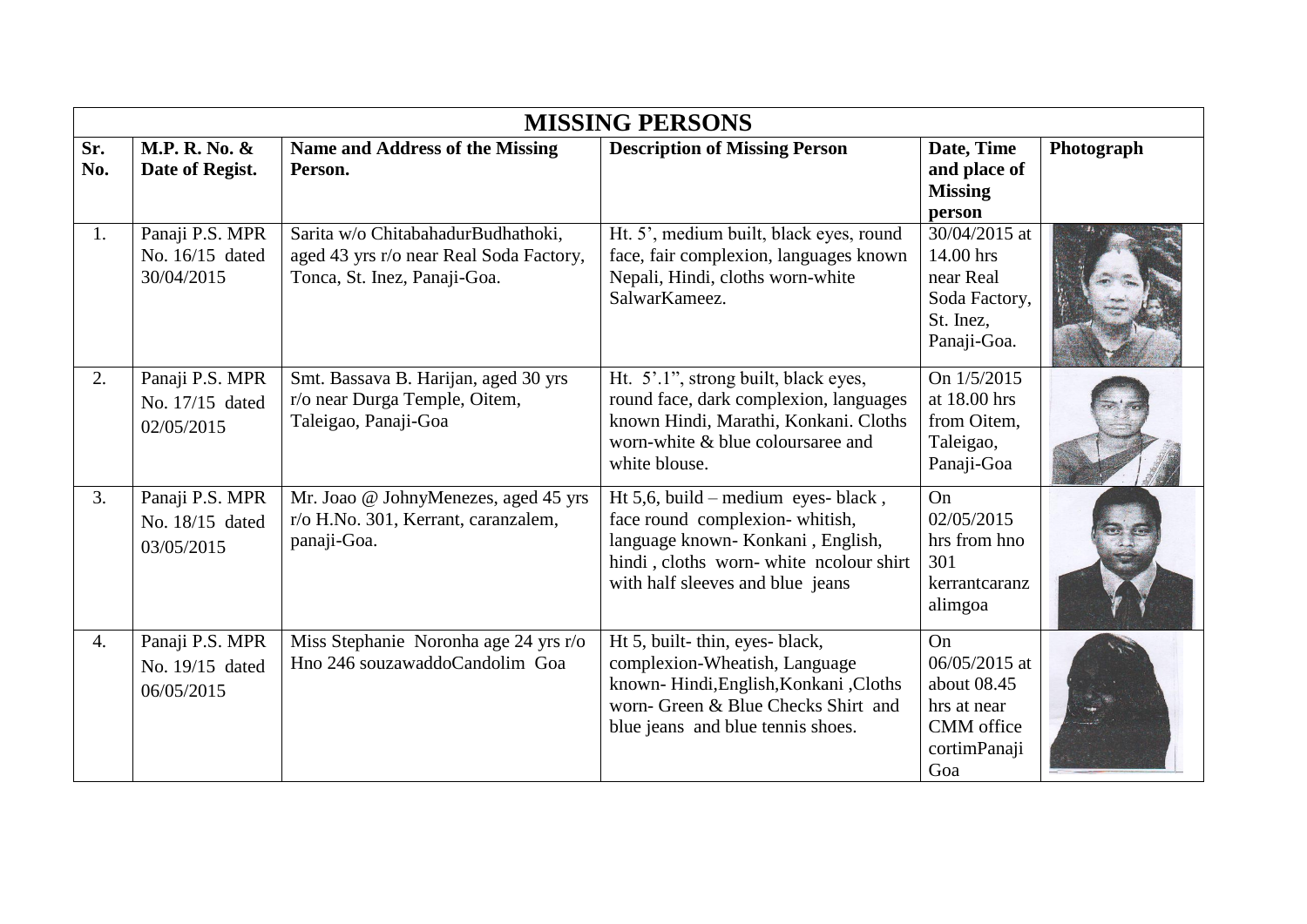# MISSING PERSONS

| Sr. No. | M.P. R. No. & Date of Regist. | Name and Address of the Missing Person. | Description of Missing Person | Date, Time and place of Missing person | Photograph |
|---|---|---|---|---|---|
| 1. | Panaji P.S. MPR No. 16/15 dated 30/04/2015 | Sarita w/o ChitabahadurBudhathoki, aged 43 yrs r/o near Real Soda Factory, Tonca, St. Inez, Panaji-Goa. | Ht. 5', medium built, black eyes, round face, fair complexion, languages known Nepali, Hindi, cloths worn-white SalwarKameez. | 30/04/2015 at 14.00 hrs near Real Soda Factory, St. Inez, Panaji-Goa. | |
| 2. | Panaji P.S. MPR No. 17/15 dated 02/05/2015 | Smt. Bassava B. Harijan, aged 30 yrs r/o near Durga Temple, Oitem, Taleigao, Panaji-Goa | Ht. 5'.1", strong built, black eyes, round face, dark complexion, languages known Hindi, Marathi, Konkani. Cloths worn-white & blue coloursaree and white blouse. | On 1/5/2015 at 18.00 hrs from Oitem, Taleigao, Panaji-Goa | |
| 3. | Panaji P.S. MPR No. 18/15 dated 03/05/2015 | Mr. Joao @ JohnyMenezes, aged 45 yrs r/o H.No. 301, Kerrant, caranzalem, panaji-Goa. | Ht 5,6, build – medium eyes- black , face round complexion- whitish, language known- Konkani , English, hindi , cloths worn- white ncolour shirt with half sleeves and blue jeans | On 02/05/2015 hrs from hno 301 kerrantcaranzalimgoa | |
| 4. | Panaji P.S. MPR No. 19/15 dated 06/05/2015 | Miss Stephanie Noronha age 24 yrs r/o Hno 246 souzawaddoCandolim Goa | Ht 5, built- thin, eyes- black, complexion-Wheatish, Language known- Hindi,English,Konkani ,Cloths worn- Green & Blue Checks Shirt and blue jeans and blue tennis shoes. | On 06/05/2015 at about 08.45 hrs at near CMM office cortimPanaji Goa | |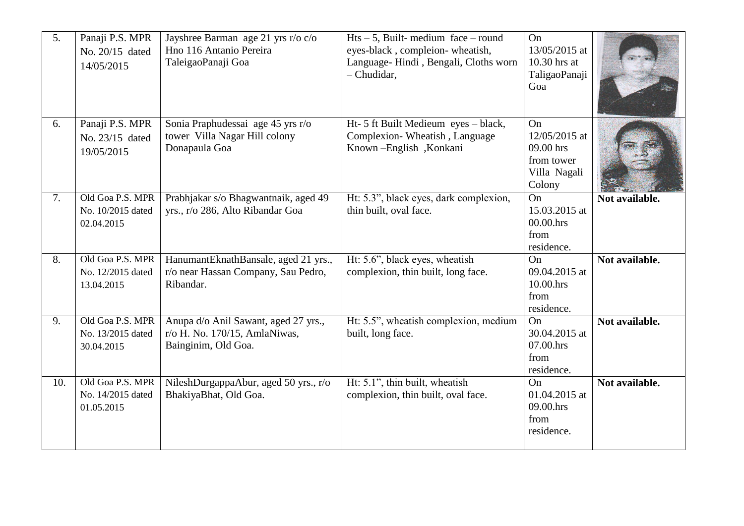| 5. | Panaji P.S. MPR No. 20/15 dated 14/05/2015 | Jayshree Barman age 21 yrs r/o c/o Hno 116 Antanio Pereira TaleigaoPanaji Goa | Hts – 5, Built- medium face – round eyes-black , compleion- wheatish, Language- Hindi , Bengali, Cloths worn – Chudidar, | On 13/05/2015 at 10.30 hrs at TaligaoPanaji Goa | |
|---|---|---|---|---|---|
| 6. | Panaji P.S. MPR No. 23/15 dated 19/05/2015 | Sonia Praphudessai age 45 yrs r/o tower Villa Nagar Hill colony Donapaula Goa | Ht- 5 ft Built Medieum eyes – black, Complexion- Wheatish , Language Known –English ,Konkani | On 12/05/2015 at 09.00 hrs from tower Villa Nagali Colony | |
| 7. | Old Goa P.S. MPR No. 10/2015 dated 02.04.2015 | Prabhjakar s/o Bhagwantnaik, aged 49 yrs., r/o 286, Alto Ribandar Goa | Ht: 5.3", black eyes, dark complexion, thin built, oval face. | On 15.03.2015 at 00.00.hrs from residence. | **Not available.** |
| 8. | Old Goa P.S. MPR No. 12/2015 dated 13.04.2015 | HanumantEknathBansale, aged 21 yrs., r/o near Hassan Company, Sau Pedro, Ribandar. | Ht: 5.6", black eyes, wheatish complexion, thin built, long face. | On 09.04.2015 at 10.00.hrs from residence. | **Not available.** |
| 9. | Old Goa P.S. MPR No. 13/2015 dated 30.04.2015 | Anupa d/o Anil Sawant, aged 27 yrs., r/o H. No. 170/15, AmlaNiwas, Bainginim, Old Goa. | Ht: 5.5", wheatish complexion, medium built, long face. | On 30.04.2015 at 07.00.hrs from residence. | **Not available.** |
| 10. | Old Goa P.S. MPR No. 14/2015 dated 01.05.2015 | NileshDurgappaAbur, aged 50 yrs., r/o BhakiyaBhat, Old Goa. | Ht: 5.1", thin built, wheatish complexion, thin built, oval face. | On 01.04.2015 at 09.00.hrs from residence. | **Not available.** |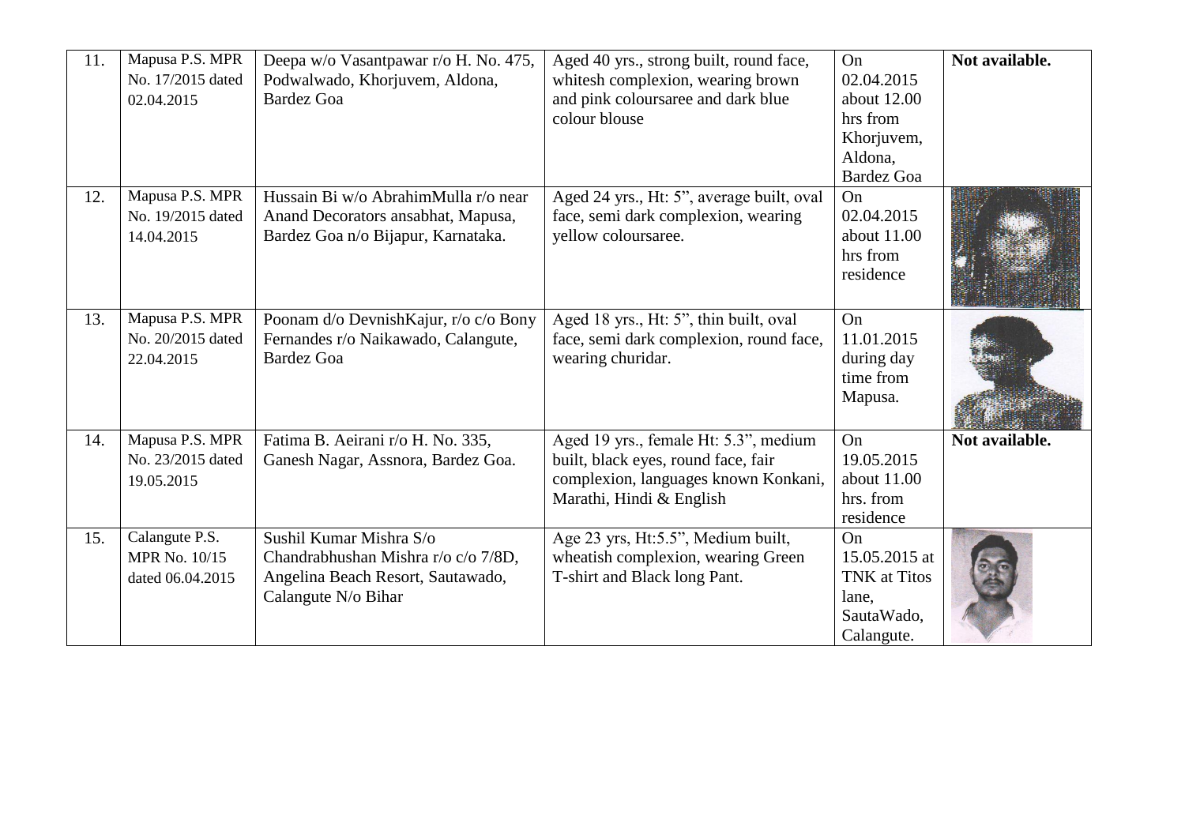| 11. | Mapusa P.S. MPR No. 17/2015 dated 02.04.2015 | Deepa w/o Vasantpawar r/o H. No. 475, Podwalwado, Khorjuvem, Aldona, Bardez Goa | Aged 40 yrs., strong built, round face, whitesh complexion, wearing brown and pink coloursaree and dark blue colour blouse | On 02.04.2015 about 12.00 hrs from Khorjuvem, Aldona, Bardez Goa | **Not available.** |
|---|---|---|---|---|---|
| 12. | Mapusa P.S. MPR No. 19/2015 dated 14.04.2015 | Hussain Bi w/o AbrahimMulla r/o near Anand Decorators ansabhat, Mapusa, Bardez Goa n/o Bijapur, Karnataka. | Aged 24 yrs., Ht: 5", average built, oval face, semi dark complexion, wearing yellow coloursaree. | On 02.04.2015 about 11.00 hrs from residence | |
| 13. | Mapusa P.S. MPR No. 20/2015 dated 22.04.2015 | Poonam d/o DevnishKajur, r/o c/o Bony Fernandes r/o Naikawado, Calangute, Bardez Goa | Aged 18 yrs., Ht: 5", thin built, oval face, semi dark complexion, round face, wearing churidar. | On 11.01.2015 during day time from Mapusa. | |
| 14. | Mapusa P.S. MPR No. 23/2015 dated 19.05.2015 | Fatima B. Aeirani r/o H. No. 335, Ganesh Nagar, Assnora, Bardez Goa. | Aged 19 yrs., female Ht: 5.3", medium built, black eyes, round face, fair complexion, languages known Konkani, Marathi, Hindi & English | On 19.05.2015 about 11.00 hrs. from residence | **Not available.** |
| 15. | Calangute P.S. MPR No. 10/15 dated 06.04.2015 | Sushil Kumar Mishra S/o Chandrabhushan Mishra r/o c/o 7/8D, Angelina Beach Resort, Sautawado, Calangute N/o Bihar | Age 23 yrs, Ht:5.5", Medium built, wheatish complexion, wearing Green T-shirt and Black long Pant. | On 15.05.2015 at TNK at Titos lane, SautaWado, Calangute. | |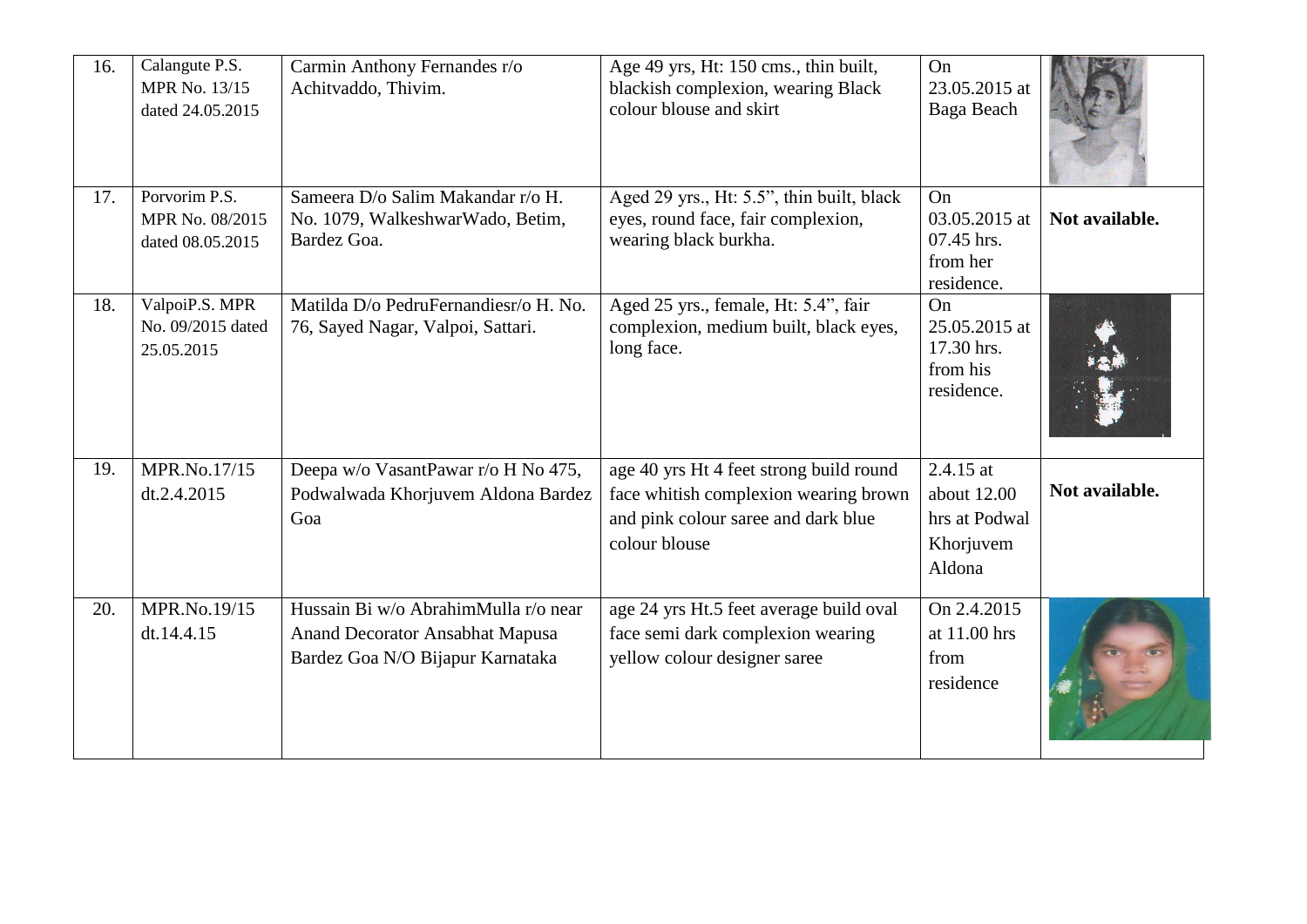| 16. | Calangute P.S. MPR No. 13/15 dated 24.05.2015 | Carmin Anthony Fernandes r/o Achitvaddo, Thivim. | Age 49 yrs, Ht: 150 cms., thin built, blackish complexion, wearing Black colour blouse and skirt | On 23.05.2015 at Baga Beach | |
|---|---|---|---|---|---|
| 17. | Porvorim P.S. MPR No. 08/2015 dated 08.05.2015 | Sameera D/o Salim Makandar r/o H. No. 1079, WalkeshwarWado, Betim, Bardez Goa. | Aged 29 yrs., Ht: 5.5", thin built, black eyes, round face, fair complexion, wearing black burkha. | On 03.05.2015 at 07.45 hrs. from her residence. | **Not available.** |
| 18. | ValpoiP.S. MPR No. 09/2015 dated 25.05.2015 | Matilda D/o PedruFernandiesr/o H. No. 76, Sayed Nagar, Valpoi, Sattari. | Aged 25 yrs., female, Ht: 5.4", fair complexion, medium built, black eyes, long face. | On 25.05.2015 at 17.30 hrs. from his residence. | |
| 19. | MPR.No.17/15 dt.2.4.2015 | Deepa w/o VasantPawar r/o H No 475, Podwalwada Khorjuvem Aldona Bardez Goa | age 40 yrs Ht 4 feet strong build round face whitish complexion wearing brown and pink colour saree and dark blue colour blouse | 2.4.15 at about 12.00 hrs at Podwal Khorjuvem Aldona | **Not available.** |
| 20. | MPR.No.19/15 dt.14.4.15 | Hussain Bi w/o AbrahimMulla r/o near Anand Decorator Ansabhat Mapusa Bardez Goa N/O Bijapur Karnataka | age 24 yrs Ht.5 feet average build oval face semi dark complexion wearing yellow colour designer saree | On 2.4.2015 at 11.00 hrs from residence | |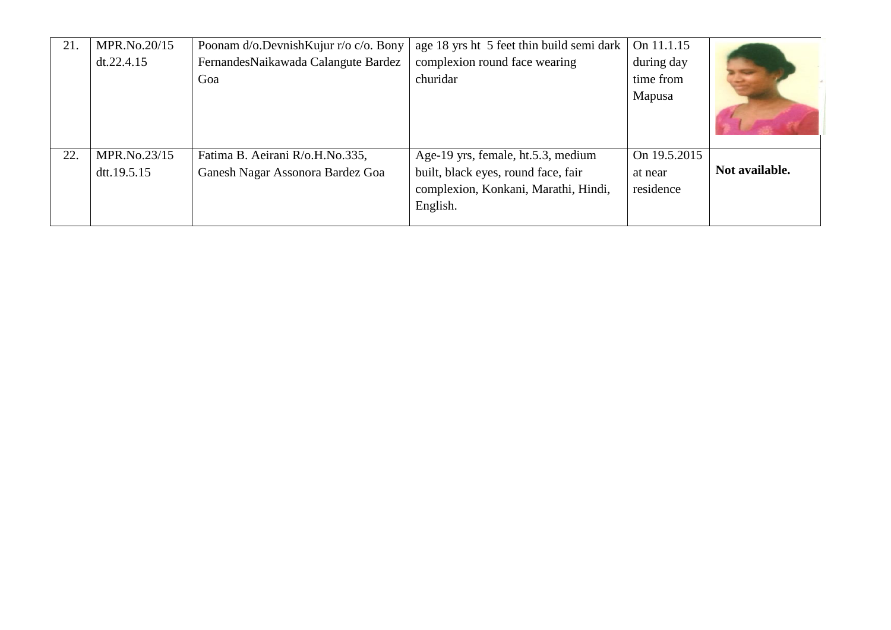| | | | | | |
|---|---|---|---|---|---|
| 21. | MPR.No.20/15 dt.22.4.15 | Poonam d/o.DevnishKujur r/o c/o. Bony FernandesNaikawada Calangute Bardez Goa | age 18 yrs ht 5 feet thin build semi dark complexion round face wearing churidar | On 11.1.15 during day time from Mapusa | |
| 22. | MPR.No.23/15 dtt.19.5.15 | Fatima B. Aeirani R/o.H.No.335, Ganesh Nagar Assonora Bardez Goa | Age-19 yrs, female, ht.5.3, medium built, black eyes, round face, fair complexion, Konkani, Marathi, Hindi, English. | On 19.5.2015 at near residence | **Not available.** |